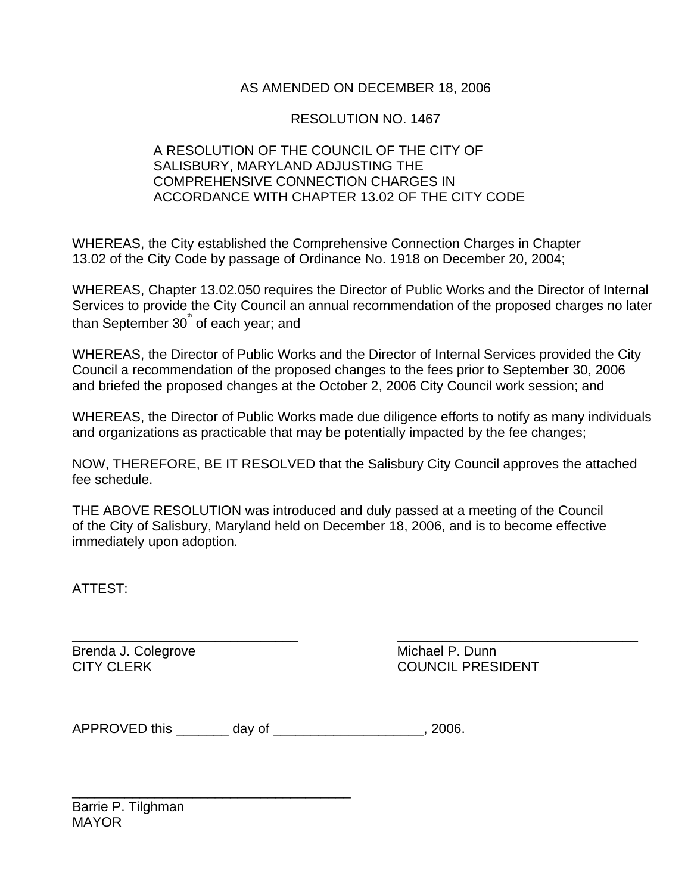AS AMENDED ON DECEMBER 18, 2006

RESOLUTION NO. 1467

A RESOLUTION OF THE COUNCIL OF THE CITY OF SALISBURY, MARYLAND ADJUSTING THE COMPREHENSIVE CONNECTION CHARGES IN ACCORDANCE WITH CHAPTER 13.02 OF THE CITY CODE

WHEREAS, the City established the Comprehensive Connection Charges in Chapter 13.02 of the City Code by passage of Ordinance No. 1918 on December 20, 2004;

WHEREAS, Chapter 13.02.050 requires the Director of Public Works and the Director of Internal Services to provide the City Council an annual recommendation of the proposed charges no later than September 30th of each year; and

WHEREAS, the Director of Public Works and the Director of Internal Services provided the City Council a recommendation of the proposed changes to the fees prior to September 30, 2006 and briefed the proposed changes at the October 2, 2006 City Council work session; and

WHEREAS, the Director of Public Works made due diligence efforts to notify as many individuals and organizations as practicable that may be potentially impacted by the fee changes;

NOW, THEREFORE, BE IT RESOLVED that the Salisbury City Council approves the attached fee schedule.

THE ABOVE RESOLUTION was introduced and duly passed at a meeting of the Council of the City of Salisbury, Maryland held on December 18, 2006, and is to become effective immediately upon adoption.

ATTEST:

_______________________________
Brenda J. Colegrove
CITY CLERK

_________________________________
Michael P. Dunn
COUNCIL PRESIDENT

APPROVED this _______ day of ____________________, 2006.

______________________________________
Barrie P. Tilghman
MAYOR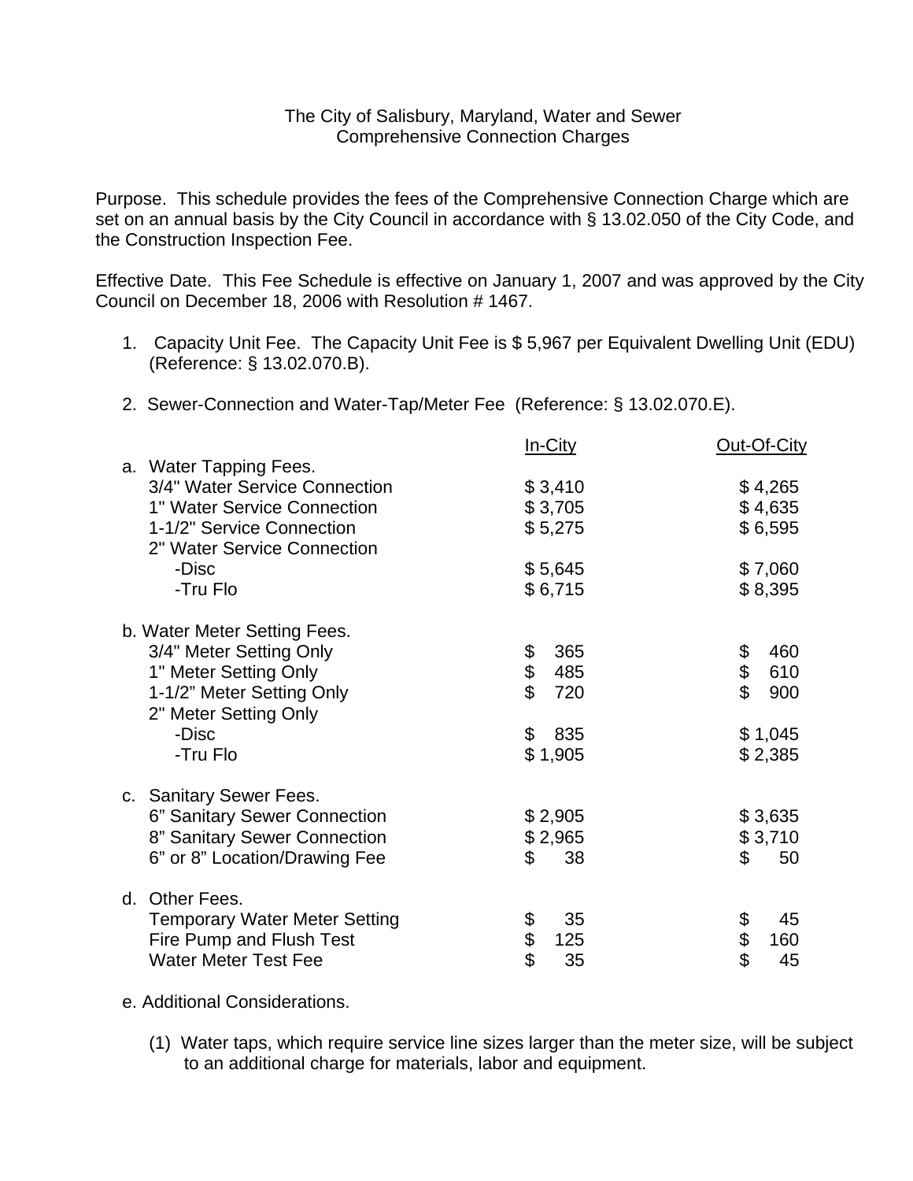The City of Salisbury, Maryland, Water and Sewer
Comprehensive Connection Charges

Purpose. This schedule provides the fees of the Comprehensive Connection Charge which are set on an annual basis by the City Council in accordance with § 13.02.050 of the City Code, and the Construction Inspection Fee.

Effective Date. This Fee Schedule is effective on January 1, 2007 and was approved by the City Council on December 18, 2006 with Resolution # 1467.

1. Capacity Unit Fee. The Capacity Unit Fee is $ 5,967 per Equivalent Dwelling Unit (EDU) (Reference: § 13.02.070.B).

2. Sewer-Connection and Water-Tap/Meter Fee (Reference: § 13.02.070.E).

| | In-City | Out-Of-City |
|---|---|---|
| a. Water Tapping Fees. | | |
| 3/4" Water Service Connection | $ 3,410 | $ 4,265 |
| 1" Water Service Connection | $ 3,705 | $ 4,635 |
| 1-1/2" Service Connection | $ 5,275 | $ 6,595 |
| 2" Water Service Connection | | |
| -Disc | $ 5,645 | $ 7,060 |
| -Tru Flo | $ 6,715 | $ 8,395 |
| b. Water Meter Setting Fees. | | |
| 3/4" Meter Setting Only | $ 365 | $ 460 |
| 1" Meter Setting Only | $ 485 | $ 610 |
| 1-1/2" Meter Setting Only | $ 720 | $ 900 |
| 2" Meter Setting Only | | |
| -Disc | $ 835 | $ 1,045 |
| -Tru Flo | $ 1,905 | $ 2,385 |
| c. Sanitary Sewer Fees. | | |
| 6" Sanitary Sewer Connection | $ 2,905 | $ 3,635 |
| 8" Sanitary Sewer Connection | $ 2,965 | $ 3,710 |
| 6" or 8" Location/Drawing Fee | $ 38 | $ 50 |
| d. Other Fees. | | |
| Temporary Water Meter Setting | $ 35 | $ 45 |
| Fire Pump and Flush Test | $ 125 | $ 160 |
| Water Meter Test Fee | $ 35 | $ 45 |

e. Additional Considerations.

(1) Water taps, which require service line sizes larger than the meter size, will be subject to an additional charge for materials, labor and equipment.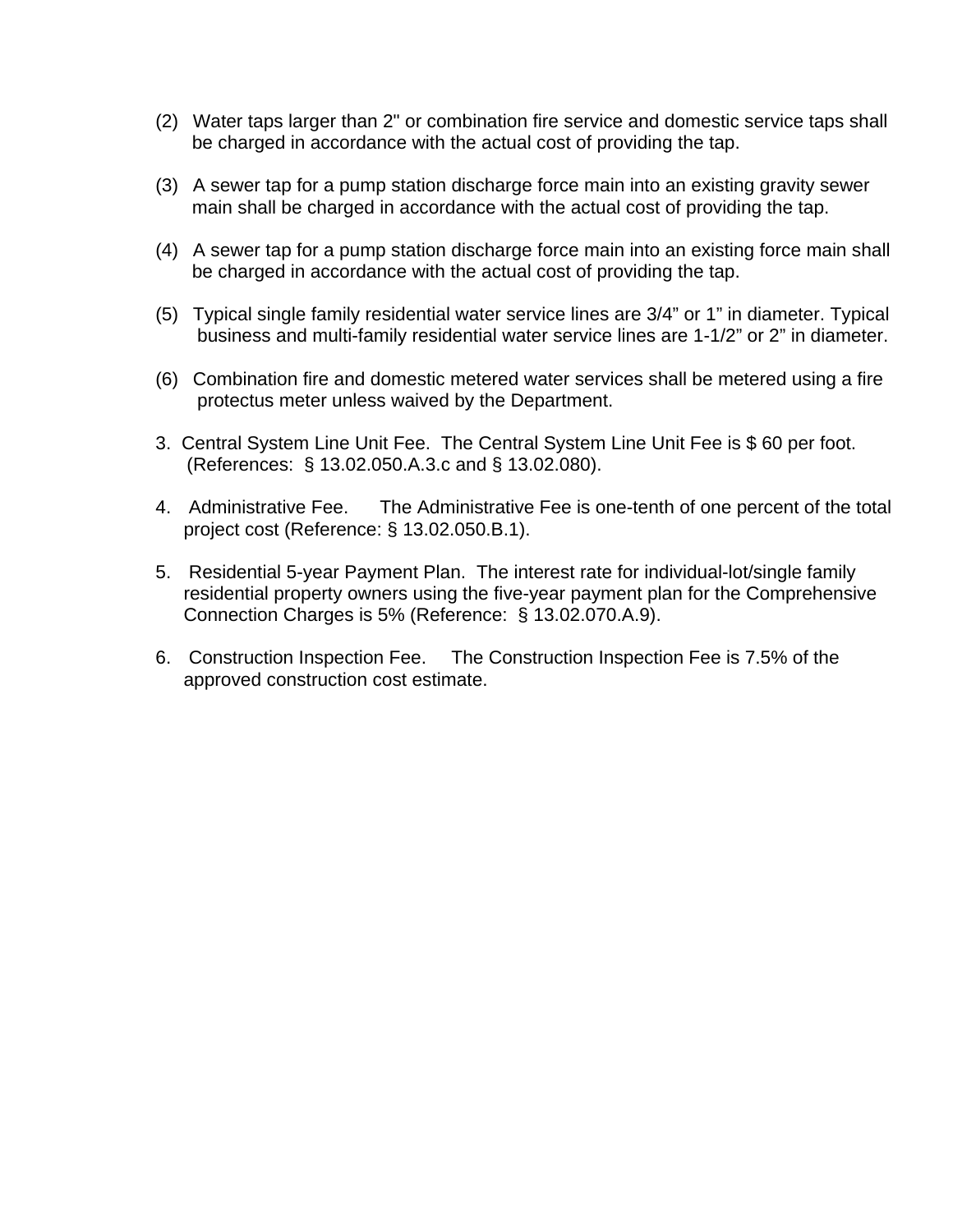(2) Water taps larger than 2" or combination fire service and domestic service taps shall be charged in accordance with the actual cost of providing the tap.

(3) A sewer tap for a pump station discharge force main into an existing gravity sewer main shall be charged in accordance with the actual cost of providing the tap.

(4) A sewer tap for a pump station discharge force main into an existing force main shall be charged in accordance with the actual cost of providing the tap.

(5) Typical single family residential water service lines are 3/4” or 1” in diameter. Typical business and multi-family residential water service lines are 1-1/2” or 2” in diameter.

(6) Combination fire and domestic metered water services shall be metered using a fire protectus meter unless waived by the Department.

3. Central System Line Unit Fee. The Central System Line Unit Fee is $ 60 per foot. (References: § 13.02.050.A.3.c and § 13.02.080).

4. Administrative Fee. The Administrative Fee is one-tenth of one percent of the total project cost (Reference: § 13.02.050.B.1).

5. Residential 5-year Payment Plan. The interest rate for individual-lot/single family residential property owners using the five-year payment plan for the Comprehensive Connection Charges is 5% (Reference: § 13.02.070.A.9).

6. Construction Inspection Fee. The Construction Inspection Fee is 7.5% of the approved construction cost estimate.